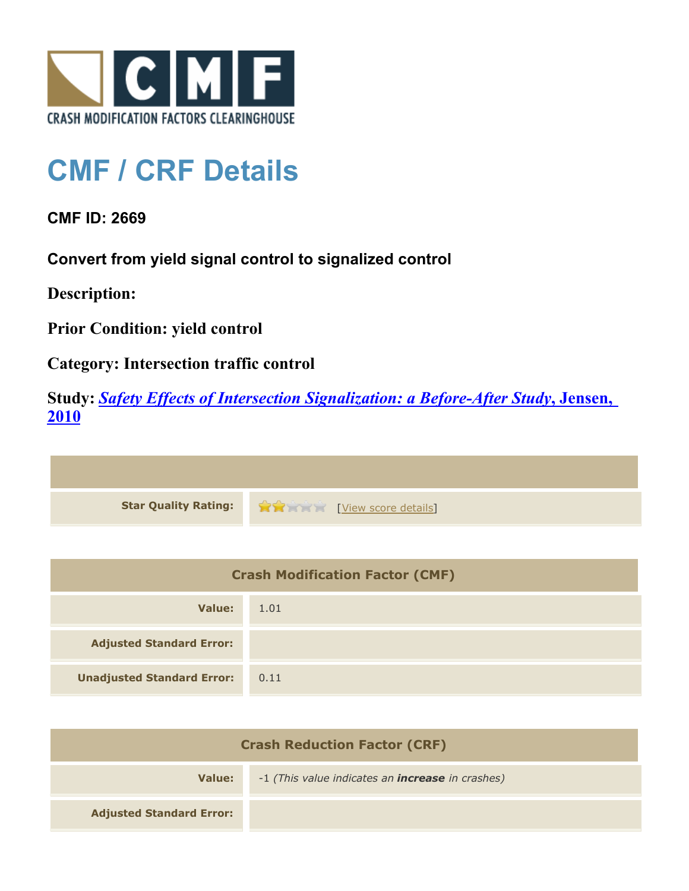# CMF / CRF Details

**CMF ID: 2669**

**Convert from yield signal control to signalized control**

**Description:**

**Prior Condition: yield control**

**Category: Intersection traffic control**

**Study:** ***Safety Effects of Intersection Signalization: a Before-After Study*, Jensen, 2010**

| | |
|---|---|
| **Star Quality Rating:** | 2 of 5 stars [View score details] |

| Crash Modification Factor (CMF) | |
|---|---|
| **Value:** | 1.01 |
| **Adjusted Standard Error:** | |
| **Unadjusted Standard Error:** | 0.11 |

| Crash Reduction Factor (CRF) | |
|---|---|
| **Value:** | -1 *(This value indicates an **increase** in crashes)* |
| **Adjusted Standard Error:** | |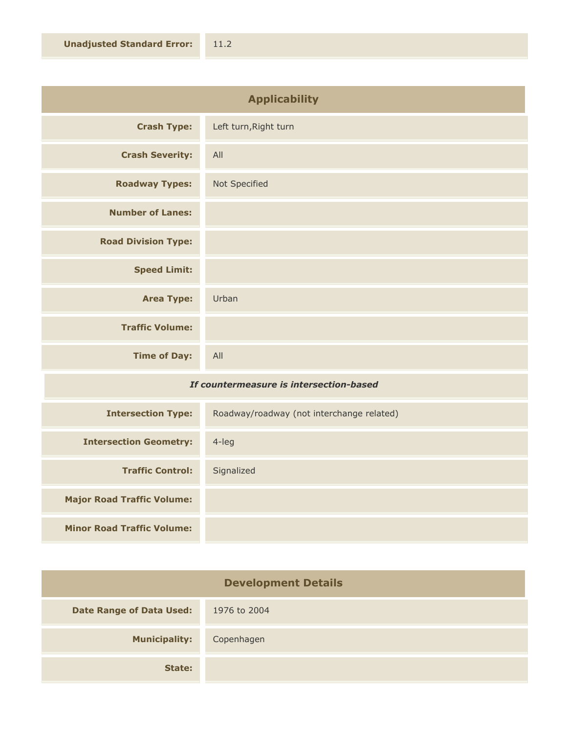| | |
|---|---|
| **Unadjusted Standard Error:** | 11.2 |

## Applicability

| | |
|---|---|
| **Crash Type:** | Left turn,Right turn |
| **Crash Severity:** | All |
| **Roadway Types:** | Not Specified |
| **Number of Lanes:** | |
| **Road Division Type:** | |
| **Speed Limit:** | |
| **Area Type:** | Urban |
| **Traffic Volume:** | |
| **Time of Day:** | All |

***If countermeasure is intersection-based***

| | |
|---|---|
| **Intersection Type:** | Roadway/roadway (not interchange related) |
| **Intersection Geometry:** | 4-leg |
| **Traffic Control:** | Signalized |
| **Major Road Traffic Volume:** | |
| **Minor Road Traffic Volume:** | |

## Development Details

| | |
|---|---|
| **Date Range of Data Used:** | 1976 to 2004 |
| **Municipality:** | Copenhagen |
| **State:** | |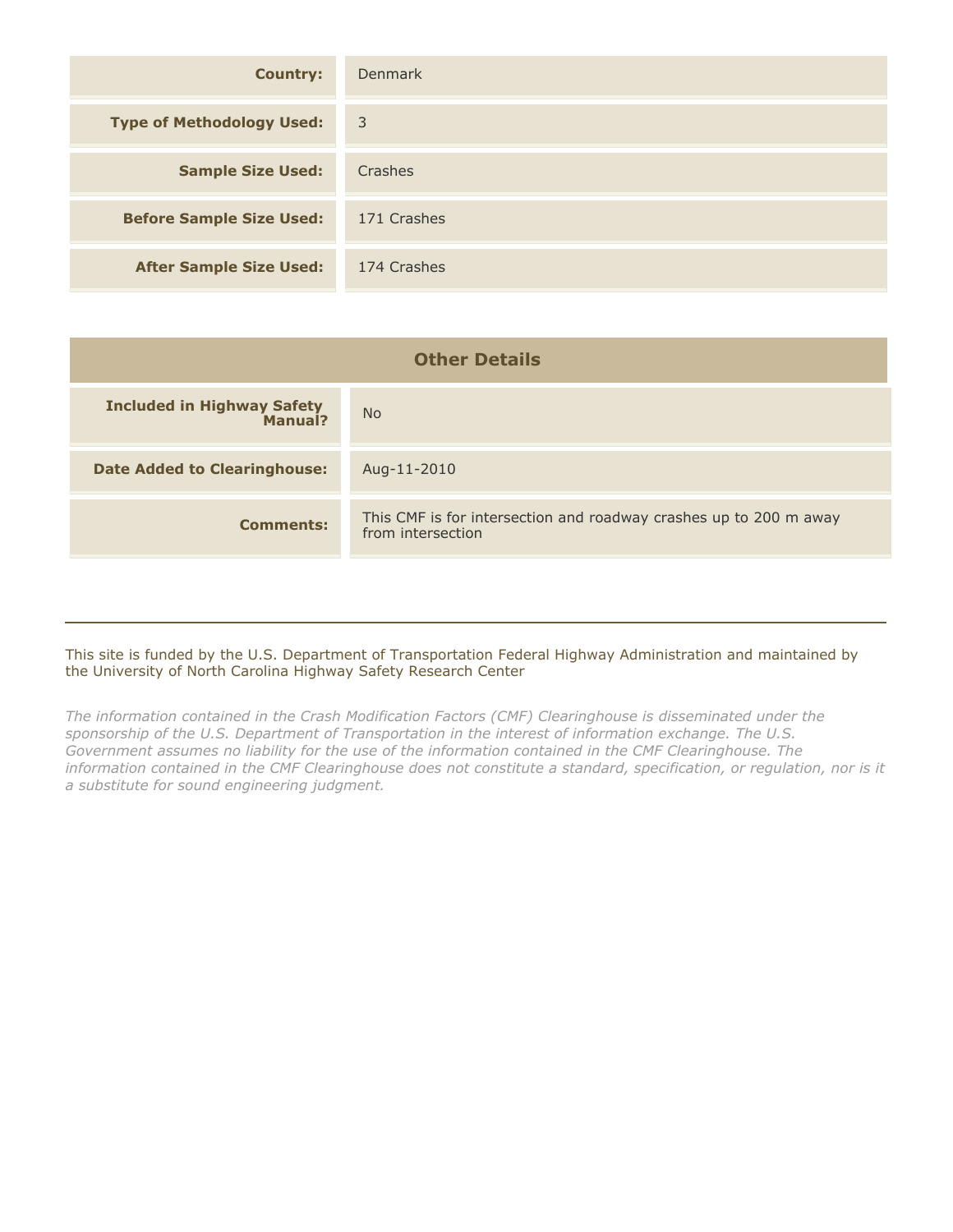| | |
| --- | --- |
| **Country:** | Denmark |
| **Type of Methodology Used:** | 3 |
| **Sample Size Used:** | Crashes |
| **Before Sample Size Used:** | 171 Crashes |
| **After Sample Size Used:** | 174 Crashes |

## Other Details

| | |
| --- | --- |
| **Included in Highway Safety Manual?** | No |
| **Date Added to Clearinghouse:** | Aug-11-2010 |
| **Comments:** | This CMF is for intersection and roadway crashes up to 200 m away from intersection |

---

This site is funded by the U.S. Department of Transportation Federal Highway Administration and maintained by the University of North Carolina Highway Safety Research Center

*The information contained in the Crash Modification Factors (CMF) Clearinghouse is disseminated under the sponsorship of the U.S. Department of Transportation in the interest of information exchange. The U.S. Government assumes no liability for the use of the information contained in the CMF Clearinghouse. The information contained in the CMF Clearinghouse does not constitute a standard, specification, or regulation, nor is it a substitute for sound engineering judgment.*